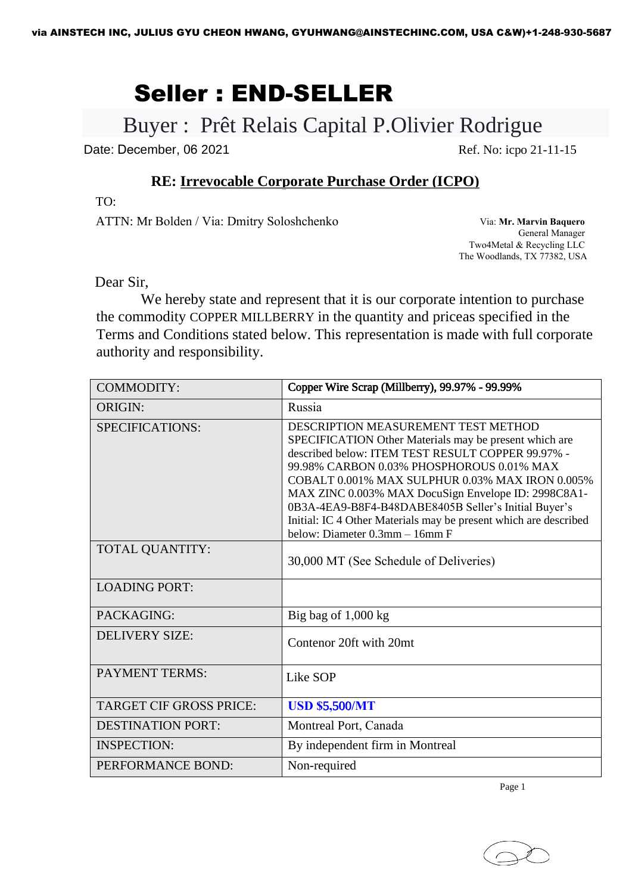via AINSTECH INC, JULIUS GYU CHEON HWANG, GYUHWANG@AINSTECHINC.COM, USA C&W)+1-248-930-5687

# Seller : END-SELLER

## Buyer : Prêt Relais Capital P.Olivier Rodrigue

Date: December, 06 2021

Ref. No: icpo 21-11-15

### RE: Irrevocable Corporate Purchase Order (ICPO)

TO:

ATTN: Mr Bolden / Via: Dmitry Soloshchenko

Via: **Mr. Marvin Baquero**
General Manager
Two4Metal & Recycling LLC
The Woodlands, TX 77382, USA

Dear Sir,

We hereby state and represent that it is our corporate intention to purchase the commodity COPPER MILLBERRY in the quantity and priceas specified in the Terms and Conditions stated below. This representation is made with full corporate authority and responsibility.

| | |
|---|---|
| COMMODITY: | Copper Wire Scrap (Millberry), 99.97% - 99.99% |
| ORIGIN: | Russia |
| SPECIFICATIONS: | DESCRIPTION MEASUREMENT TEST METHOD SPECIFICATION Other Materials may be present which are described below: ITEM TEST RESULT COPPER 99.97% - 99.98% CARBON 0.03% PHOSPHOROUS 0.01% MAX COBALT 0.001% MAX SULPHUR 0.03% MAX IRON 0.005% MAX ZINC 0.003% MAX DocuSign Envelope ID: 2998C8A1-0B3A-4EA9-B8F4-B48DABE8405B Seller's Initial Buyer's Initial: IC 4 Other Materials may be present which are described below: Diameter 0.3mm – 16mm F |
| TOTAL QUANTITY: | 30,000 MT (See Schedule of Deliveries) |
| LOADING PORT: | |
| PACKAGING: | Big bag of 1,000 kg |
| DELIVERY SIZE: | Contenor 20ft with 20mt |
| PAYMENT TERMS: | Like SOP |
| TARGET CIF GROSS PRICE: | **USD $5,500/MT** |
| DESTINATION PORT: | Montreal Port, Canada |
| INSPECTION: | By independent firm in Montreal |
| PERFORMANCE BOND: | Non-required |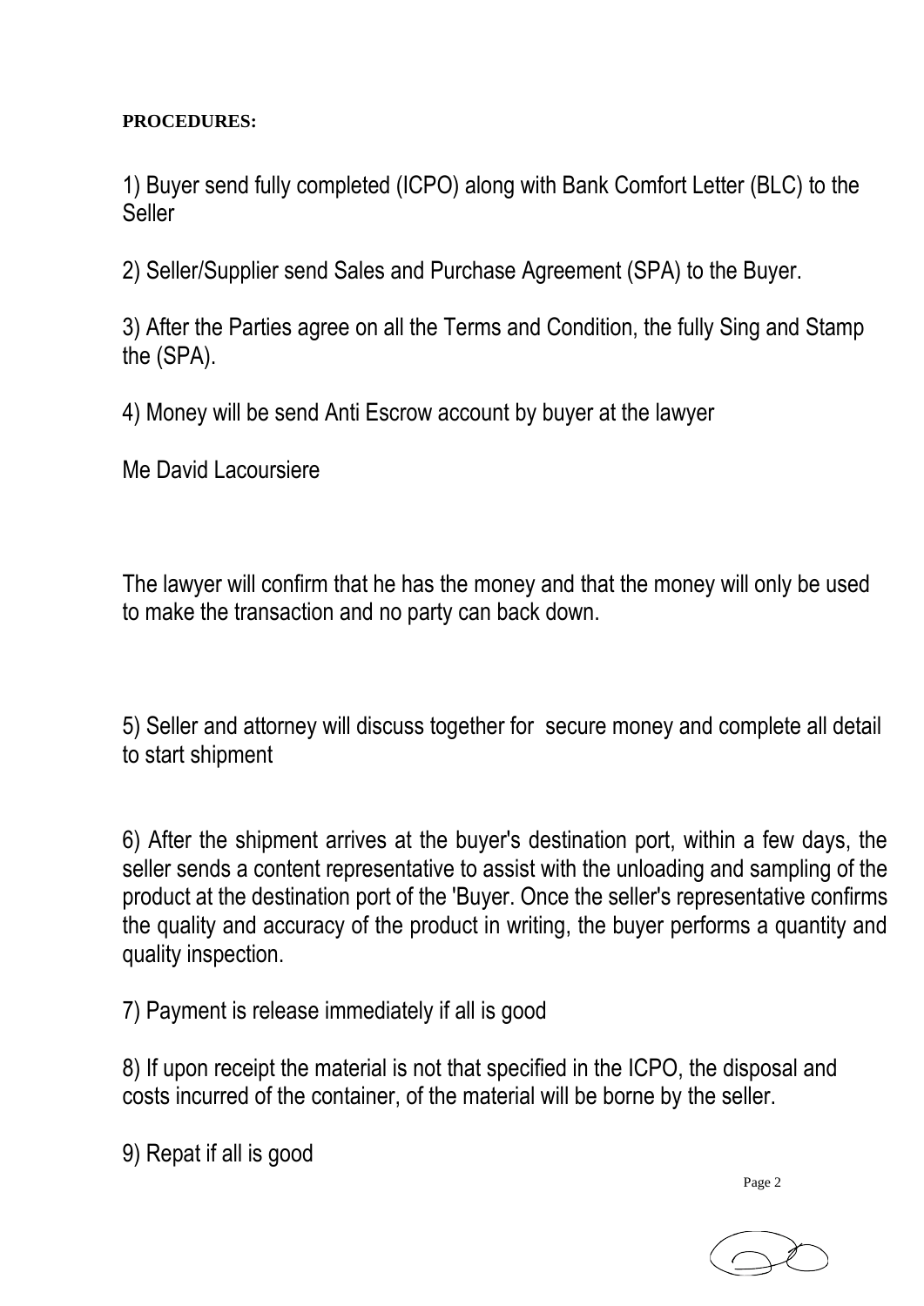**PROCEDURES:**

1) Buyer send fully completed (ICPO) along with Bank Comfort Letter (BLC) to the Seller

2) Seller/Supplier send Sales and Purchase Agreement (SPA) to the Buyer.

3) After the Parties agree on all the Terms and Condition, the fully Sing and Stamp the (SPA).

4) Money will be send Anti Escrow account by buyer at the lawyer

Me David Lacoursiere

The lawyer will confirm that he has the money and that the money will only be used to make the transaction and no party can back down.

5) Seller and attorney will discuss together for secure money and complete all detail to start shipment

6) After the shipment arrives at the buyer's destination port, within a few days, the seller sends a content representative to assist with the unloading and sampling of the product at the destination port of the 'Buyer. Once the seller's representative confirms the quality and accuracy of the product in writing, the buyer performs a quantity and quality inspection.

7) Payment is release immediately if all is good

8) If upon receipt the material is not that specified in the ICPO, the disposal and costs incurred of the container, of the material will be borne by the seller.

9) Repat if all is good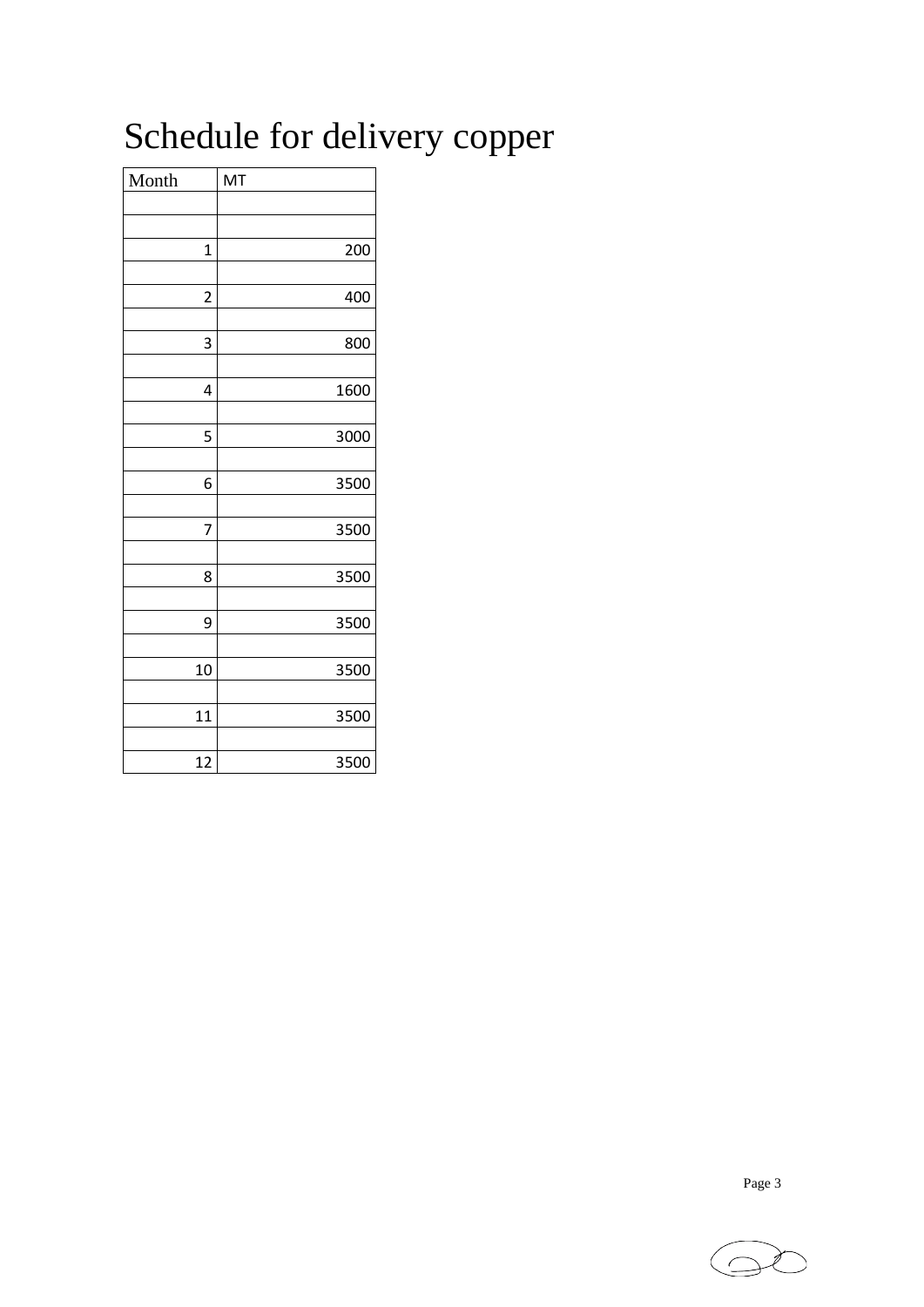# Schedule for delivery copper

| Month | MT |
|---:|---:|
| | |
| | |
| 1 | 200 |
| | |
| 2 | 400 |
| | |
| 3 | 800 |
| | |
| 4 | 1600 |
| | |
| 5 | 3000 |
| | |
| 6 | 3500 |
| | |
| 7 | 3500 |
| | |
| 8 | 3500 |
| | |
| 9 | 3500 |
| | |
| 10 | 3500 |
| | |
| 11 | 3500 |
| | |
| 12 | 3500 |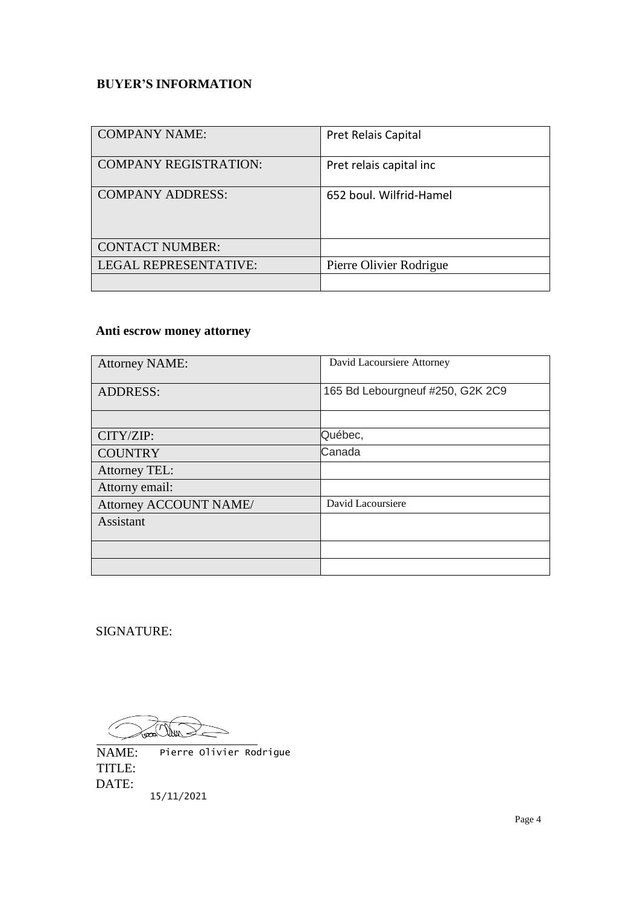## BUYER'S INFORMATION

| | |
|---|---|
| COMPANY NAME: | Pret Relais Capital |
| COMPANY REGISTRATION: | Pret relais capital inc |
| COMPANY ADDRESS: | 652 boul. Wilfrid-Hamel |
| CONTACT NUMBER: | |
| LEGAL REPRESENTATIVE: | Pierre Olivier Rodrigue |
| | |

## Anti escrow money attorney

| | |
|---|---|
| Attorney NAME: | David Lacoursiere Attorney |
| ADDRESS: | 165 Bd Lebourgneuf #250, G2K 2C9 |
| | |
| CITY/ZIP: | Québec, |
| COUNTRY | Canada |
| Attorney TEL: | |
| Attorny email: | |
| Attorney ACCOUNT NAME/ | David Lacoursiere |
| Assistant | |
| | |
| | |

SIGNATURE:

NAME: Pierre Olivier Rodrigue
TITLE:
DATE: 15/11/2021